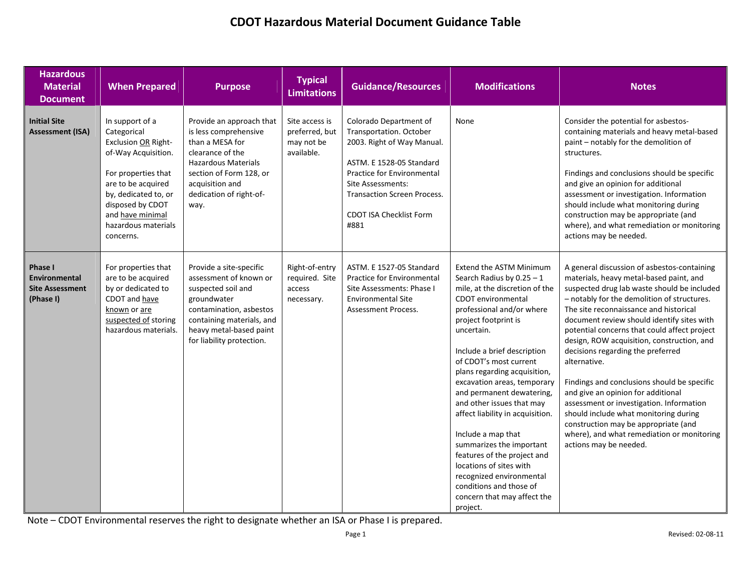# CDOT Hazardous Material Document Guidance Table

| Hazardous Material Document | When Prepared | Purpose | Typical Limitations | Guidance/Resources | Modifications | Notes |
|---|---|---|---|---|---|---|
| **Initial Site Assessment (ISA)** | In support of a Categorical Exclusion OR Right-of-Way Acquisition.<br><br>For properties that are to be acquired by, dedicated to, or disposed by CDOT and have minimal hazardous materials concerns. | Provide an approach that is less comprehensive than a MESA for clearance of the Hazardous Materials section of Form 128, or acquisition and dedication of right-of-way. | Site access is preferred, but may not be available. | Colorado Department of Transportation. October 2003. Right of Way Manual.<br><br>ASTM. E 1528-05 Standard Practice for Environmental Site Assessments: Transaction Screen Process.<br><br>CDOT ISA Checklist Form #881 | None | Consider the potential for asbestos-containing materials and heavy metal-based paint – notably for the demolition of structures.<br><br>Findings and conclusions should be specific and give an opinion for additional assessment or investigation. Information should include what monitoring during construction may be appropriate (and where), and what remediation or monitoring actions may be needed. |
| **Phase I Environmental Site Assessment (Phase I)** | For properties that are to be acquired by or dedicated to CDOT and have known or are suspected of storing hazardous materials. | Provide a site-specific assessment of known or suspected soil and groundwater contamination, asbestos containing materials, and heavy metal-based paint for liability protection. | Right-of-entry required. Site access necessary. | ASTM. E 1527-05 Standard Practice for Environmental Site Assessments: Phase I Environmental Site Assessment Process. | Extend the ASTM Minimum Search Radius by 0.25 – 1 mile, at the discretion of the CDOT environmental professional and/or where project footprint is uncertain.<br><br>Include a brief description of CDOT's most current plans regarding acquisition, excavation areas, temporary and permanent dewatering, and other issues that may affect liability in acquisition.<br><br>Include a map that summarizes the important features of the project and locations of sites with recognized environmental conditions and those of concern that may affect the project. | A general discussion of asbestos-containing materials, heavy metal-based paint, and suspected drug lab waste should be included – notably for the demolition of structures. The site reconnaissance and historical document review should identify sites with potential concerns that could affect project design, ROW acquisition, construction, and decisions regarding the preferred alternative.<br><br>Findings and conclusions should be specific and give an opinion for additional assessment or investigation. Information should include what monitoring during construction may be appropriate (and where), and what remediation or monitoring actions may be needed. |

Note – CDOT Environmental reserves the right to designate whether an ISA or Phase I is prepared.

Revised: 02-08-11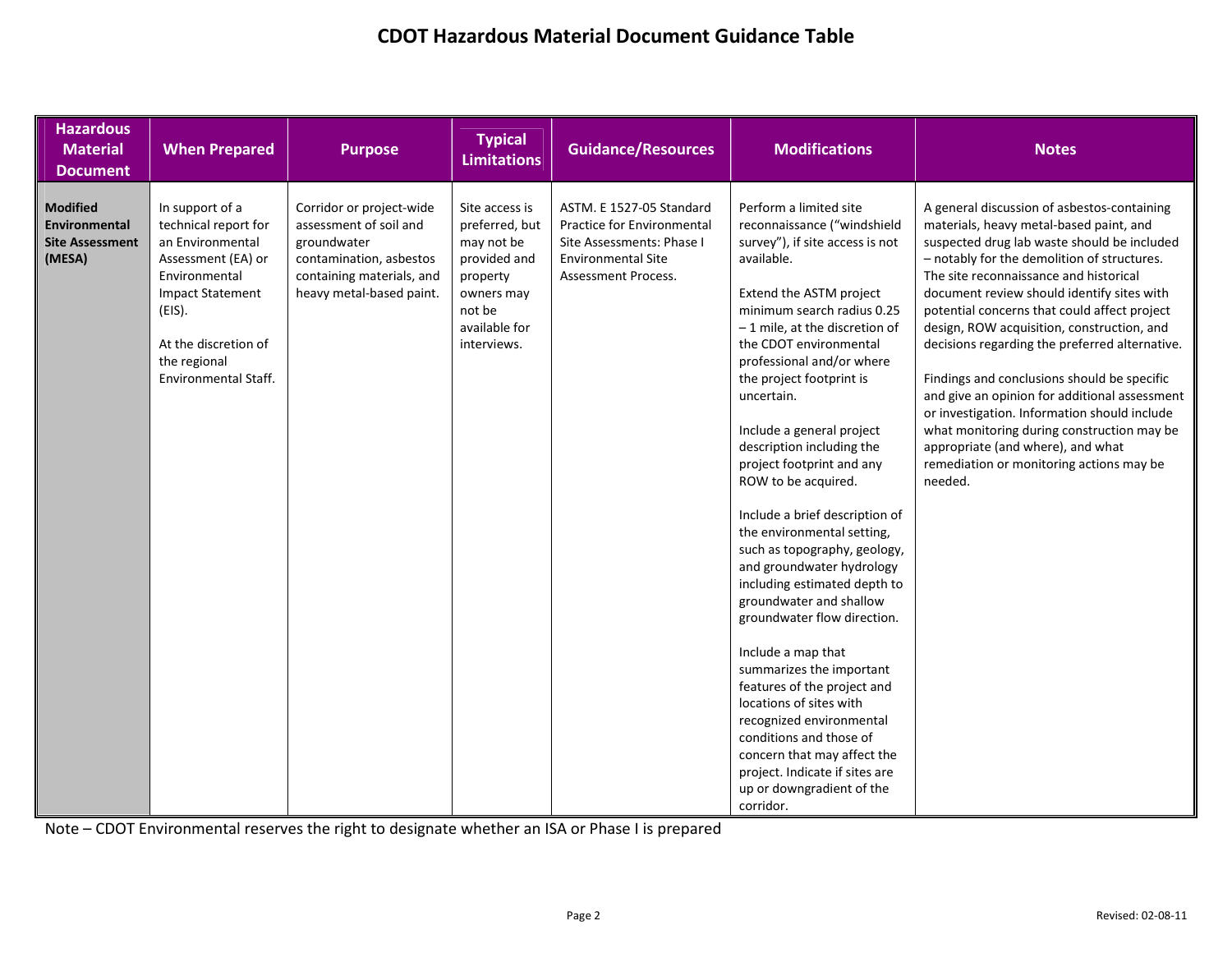# CDOT Hazardous Material Document Guidance Table

| Hazardous Material Document | When Prepared | Purpose | Typical Limitations | Guidance/Resources | Modifications | Notes |
|---|---|---|---|---|---|---|
| **Modified Environmental Site Assessment (MESA)** | In support of a technical report for an Environmental Assessment (EA) or Environmental Impact Statement (EIS).<br><br>At the discretion of the regional Environmental Staff. | Corridor or project-wide assessment of soil and groundwater contamination, asbestos containing materials, and heavy metal-based paint. | Site access is preferred, but may not be provided and property owners may not be available for interviews. | ASTM. E 1527-05 Standard Practice for Environmental Site Assessments: Phase I Environmental Site Assessment Process. | Perform a limited site reconnaissance (“windshield survey”), if site access is not available.<br><br>Extend the ASTM project minimum search radius 0.25 – 1 mile, at the discretion of the CDOT environmental professional and/or where the project footprint is uncertain.<br><br>Include a general project description including the project footprint and any ROW to be acquired.<br><br>Include a brief description of the environmental setting, such as topography, geology, and groundwater hydrology including estimated depth to groundwater and shallow groundwater flow direction.<br><br>Include a map that summarizes the important features of the project and locations of sites with recognized environmental conditions and those of concern that may affect the project. Indicate if sites are up or downgradient of the corridor. | A general discussion of asbestos-containing materials, heavy metal-based paint, and suspected drug lab waste should be included – notably for the demolition of structures. The site reconnaissance and historical document review should identify sites with potential concerns that could affect project design, ROW acquisition, construction, and decisions regarding the preferred alternative.<br><br>Findings and conclusions should be specific and give an opinion for additional assessment or investigation. Information should include what monitoring during construction may be appropriate (and where), and what remediation or monitoring actions may be needed. |

Note – CDOT Environmental reserves the right to designate whether an ISA or Phase I is prepared